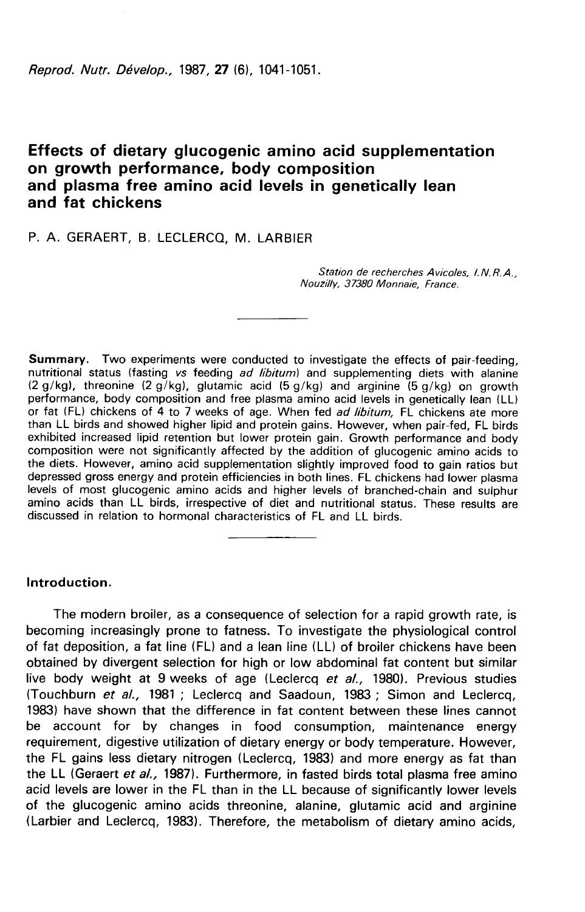# Effects of dietary glucogenic amino acid supplementation on growth performance, body composition and plasma free amino acid levels in genetically lean and fat chickens

P. A. GERAERT, B. LECLERCQ, M. LARBIER

*Station de recherches Avicoles, I.N.R.A., Nouzilly, 37380 Monnaie, France.*

**Summary.** Two experiments were conducted to investigate the effects of pair-feeding, nutritional status (fasting *vs* feeding *ad libitum*) and supplementing diets with alanine (2 g/kg), threonine (2 g/kg), glutamic acid (5 g/kg) and arginine (5 g/kg) on growth performance, body composition and free plasma amino acid levels in genetically lean (LL) or fat (FL) chickens of 4 to 7 weeks of age. When fed *ad libitum*, FL chickens ate more than LL birds and showed higher lipid and protein gains. However, when pair-fed, FL birds exhibited increased lipid retention but lower protein gain. Growth performance and body composition were not significantly affected by the addition of glucogenic amino acids to the diets. However, amino acid supplementation slightly improved food to gain ratios but depressed gross energy and protein efficiencies in both lines. FL chickens had lower plasma levels of most glucogenic amino acids and higher levels of branched-chain and sulphur amino acids than LL birds, irrespective of diet and nutritional status. These results are discussed in relation to hormonal characteristics of FL and LL birds.

## Introduction.

The modern broiler, as a consequence of selection for a rapid growth rate, is becoming increasingly prone to fatness. To investigate the physiological control of fat deposition, a fat line (FL) and a lean line (LL) of broiler chickens have been obtained by divergent selection for high or low abdominal fat content but similar live body weight at 9 weeks of age (Leclercq *et al.*, 1980). Previous studies (Touchburn *et al.*, 1981 ; Leclercq and Saadoun, 1983 ; Simon and Leclercq, 1983) have shown that the difference in fat content between these lines cannot be account for by changes in food consumption, maintenance energy requirement, digestive utilization of dietary energy or body temperature. However, the FL gains less dietary nitrogen (Leclercq, 1983) and more energy as fat than the LL (Geraert *et al.*, 1987). Furthermore, in fasted birds total plasma free amino acid levels are lower in the FL than in the LL because of significantly lower levels of the glucogenic amino acids threonine, alanine, glutamic acid and arginine (Larbier and Leclercq, 1983). Therefore, the metabolism of dietary amino acids,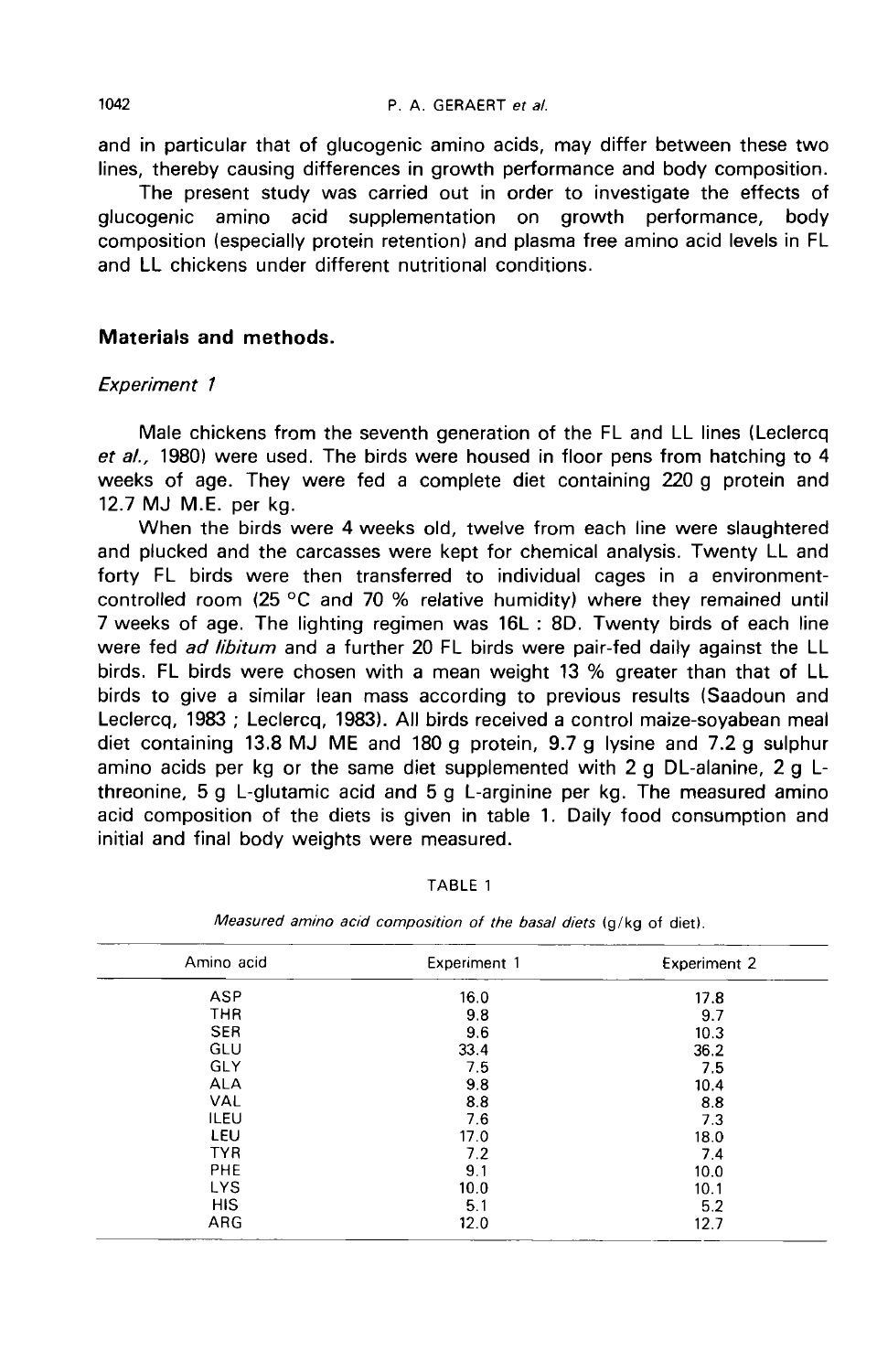and in particular that of glucogenic amino acids, may differ between these two lines, thereby causing differences in growth performance and body composition.

The present study was carried out in order to investigate the effects of glucogenic amino acid supplementation on growth performance, body composition (especially protein retention) and plasma free amino acid levels in FL and LL chickens under different nutritional conditions.

## Materials and methods.

### *Experiment 1*

Male chickens from the seventh generation of the FL and LL lines (Leclercq *et al.*, 1980) were used. The birds were housed in floor pens from hatching to 4 weeks of age. They were fed a complete diet containing 220 g protein and 12.7 MJ M.E. per kg.

When the birds were 4 weeks old, twelve from each line were slaughtered and plucked and the carcasses were kept for chemical analysis. Twenty LL and forty FL birds were then transferred to individual cages in a environment-controlled room (25 °C and 70 % relative humidity) where they remained until 7 weeks of age. The lighting regimen was 16L : 8D. Twenty birds of each line were fed *ad libitum* and a further 20 FL birds were pair-fed daily against the LL birds. FL birds were chosen with a mean weight 13 % greater than that of LL birds to give a similar lean mass according to previous results (Saadoun and Leclercq, 1983 ; Leclercq, 1983). All birds received a control maize-soyabean meal diet containing 13.8 MJ ME and 180 g protein, 9.7 g lysine and 7.2 g sulphur amino acids per kg or the same diet supplemented with 2 g DL-alanine, 2 g L-threonine, 5 g L-glutamic acid and 5 g L-arginine per kg. The measured amino acid composition of the diets is given in table 1. Daily food consumption and initial and final body weights were measured.

TABLE 1

*Measured amino acid composition of the basal diets* (g/kg of diet).

| Amino acid | Experiment 1 | Experiment 2 |
|---|---|---|
| ASP | 16.0 | 17.8 |
| THR | 9.8 | 9.7 |
| SER | 9.6 | 10.3 |
| GLU | 33.4 | 36.2 |
| GLY | 7.5 | 7.5 |
| ALA | 9.8 | 10.4 |
| VAL | 8.8 | 8.8 |
| ILEU | 7.6 | 7.3 |
| LEU | 17.0 | 18.0 |
| TYR | 7.2 | 7.4 |
| PHE | 9.1 | 10.0 |
| LYS | 10.0 | 10.1 |
| HIS | 5.1 | 5.2 |
| ARG | 12.0 | 12.7 |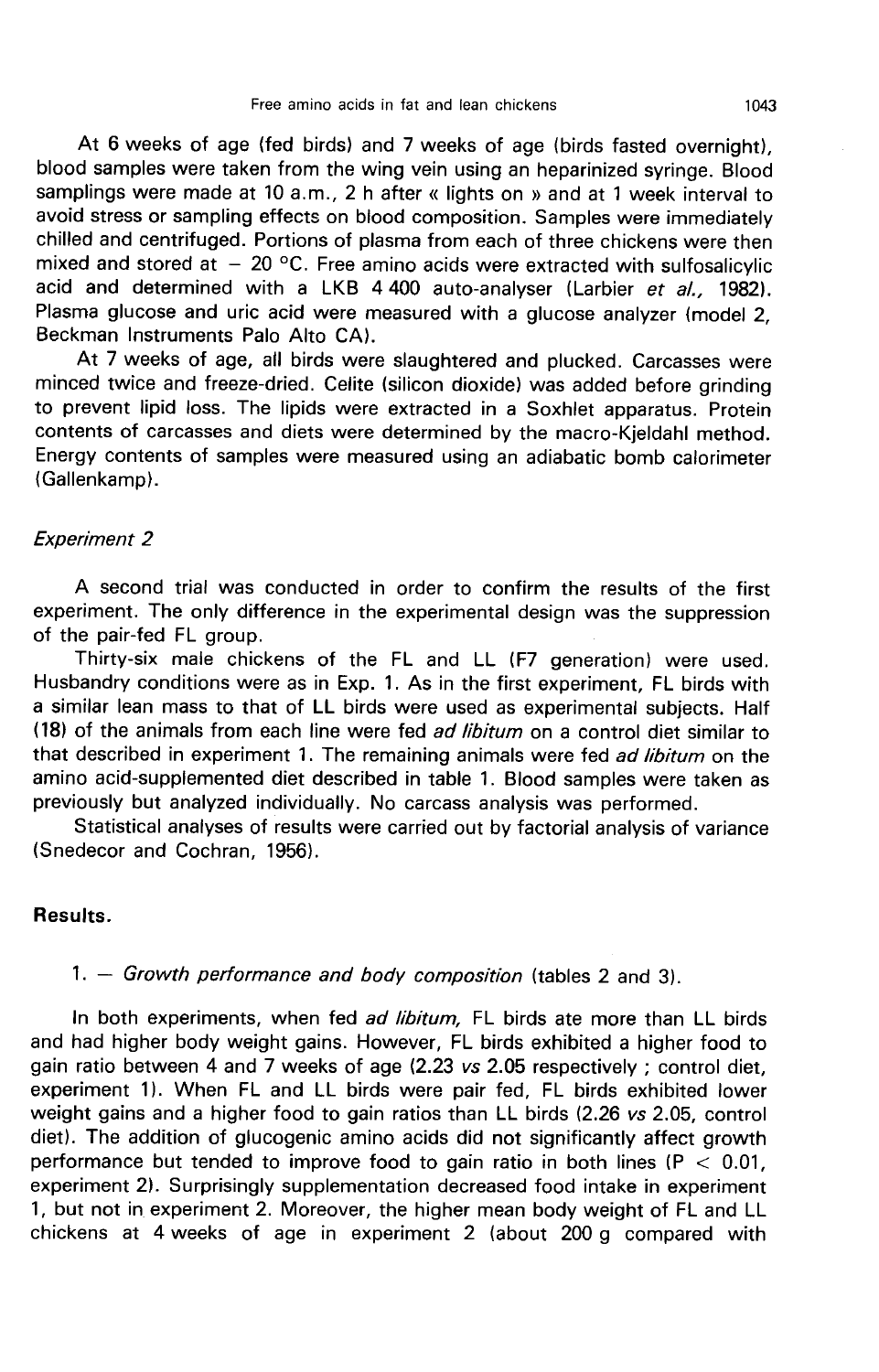At 6 weeks of age (fed birds) and 7 weeks of age (birds fasted overnight), blood samples were taken from the wing vein using an heparinized syringe. Blood samplings were made at 10 a.m., 2 h after « lights on » and at 1 week interval to avoid stress or sampling effects on blood composition. Samples were immediately chilled and centrifuged. Portions of plasma from each of three chickens were then mixed and stored at − 20 °C. Free amino acids were extracted with sulfosalicylic acid and determined with a LKB 4 400 auto-analyser (Larbier *et al.,* 1982). Plasma glucose and uric acid were measured with a glucose analyzer (model 2, Beckman Instruments Palo Alto CA).

At 7 weeks of age, all birds were slaughtered and plucked. Carcasses were minced twice and freeze-dried. Celite (silicon dioxide) was added before grinding to prevent lipid loss. The lipids were extracted in a Soxhlet apparatus. Protein contents of carcasses and diets were determined by the macro-Kjeldahl method. Energy contents of samples were measured using an adiabatic bomb calorimeter (Gallenkamp).

### *Experiment 2*

A second trial was conducted in order to confirm the results of the first experiment. The only difference in the experimental design was the suppression of the pair-fed FL group.

Thirty-six male chickens of the FL and LL (F7 generation) were used. Husbandry conditions were as in Exp. 1. As in the first experiment, FL birds with a similar lean mass to that of LL birds were used as experimental subjects. Half (18) of the animals from each line were fed *ad libitum* on a control diet similar to that described in experiment 1. The remaining animals were fed *ad libitum* on the amino acid-supplemented diet described in table 1. Blood samples were taken as previously but analyzed individually. No carcass analysis was performed.

Statistical analyses of results were carried out by factorial analysis of variance (Snedecor and Cochran, 1956).

## **Results.**

### 1. — *Growth performance and body composition* (tables 2 and 3).

In both experiments, when fed *ad libitum,* FL birds ate more than LL birds and had higher body weight gains. However, FL birds exhibited a higher food to gain ratio between 4 and 7 weeks of age (2.23 *vs* 2.05 respectively ; control diet, experiment 1). When FL and LL birds were pair fed, FL birds exhibited lower weight gains and a higher food to gain ratios than LL birds (2.26 *vs* 2.05, control diet). The addition of glucogenic amino acids did not significantly affect growth performance but tended to improve food to gain ratio in both lines ($P < 0.01$, experiment 2). Surprisingly supplementation decreased food intake in experiment 1, but not in experiment 2. Moreover, the higher mean body weight of FL and LL chickens at 4 weeks of age in experiment 2 (about 200 g compared with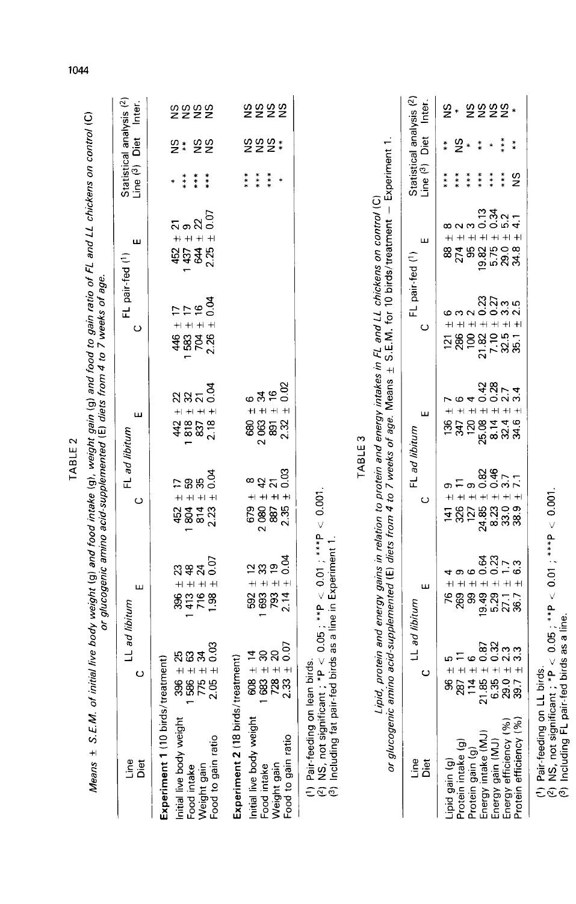TABLE 2

*Means ± S.E.M. of initial live body weight (g) and food intake (g), weight gain (g) and food to gain ratio of FL and LL chickens on control (C) or glucogenic amino acid-supplemented (E) diets from 4 to 7 weeks of age.*

| Line | LL *ad libitum* | | FL *ad libitum* | | FL pair-fed (1) | | Statistical analysis (2) | | |
|---|---|---|---|---|---|---|---|---|---|
| Diet | C | E | C | E | C | E | Line (3) | Diet | Inter. |
| **Experiment 1** (10 birds/treatment) | | | | | | | | | |
| Initial live body weight | 396 ± 25 | 396 ± 23 | 452 ± 17 | 442 ± 22 | 446 ± 17 | 452 ± 21 | * | NS | NS |
| Food intake | 1 586 ± 63 | 1 413 ± 48 | 1 804 ± 59 | 1 818 ± 32 | 1 583 ± 17 | 1 437 ± 9 | *** | ** | NS |
| Weight gain | 775 ± 34 | 716 ± 24 | 814 ± 35 | 837 ± 21 | 704 ± 16 | 644 ± 22 | *** | NS | NS |
| Food to gain ratio | 2.05 ± 0.03 | 1.98 ± 0.07 | 2.23 ± 0.04 | 2.18 ± 0.04 | 2.26 ± 0.04 | 2.25 ± 0.07 | *** | NS | NS |
| **Experiment 2** (18 birds/treatment) | | | | | | | | | |
| Initial live body weight | 608 ± 14 | 592 ± 12 | 679 ± 8 | 680 ± 6 | | | *** | NS | NS |
| Food intake | 1 683 ± 30 | 1 693 ± 33 | 2 080 ± 42 | 2 063 ± 34 | | | *** | NS | NS |
| Weight gain | 728 ± 20 | 793 ± 19 | 887 ± 21 | 891 ± 16 | | | *** | NS | NS |
| Food to gain ratio | 2.33 ± 0.07 | 2.14 ± 0.04 | 2.35 ± 0.03 | 2.32 ± 0.02 | | | * | ** | NS |

(1) Pair-feeding on lean birds.
(2) NS, not significant ; *P < 0.05 ; **P < 0.01 ; ***P < 0.001.
(3) Including fat pair-fed birds as a line in Experiment 1.

TABLE 3

*Lipid, protein and energy gains in relation to protein and energy intakes in FL and LL chickens on control (C) or glucogenic amino acid-supplemented (E) diets from 4 to 7 weeks of age.* Means ± S.E.M. for 10 birds/treatment — Experiment 1.

| Line | LL *ad libitum* | | FL *ad libitum* | | FL pair-fed (1) | | Statistical analysis (2) | | |
|---|---|---|---|---|---|---|---|---|---|
| Diet | C | E | C | E | C | E | Line (3) | Diet | Inter. |
| Lipid gain (g) | 96 ± 5 | 76 ± 4 | 141 ± 9 | 136 ± 7 | 121 ± 6 | 88 ± 8 | *** | ** | NS |
| Protein intake (g) | 287 ± 11 | 269 ± 9 | 326 ± 11 | 347 ± 6 | 286 ± 3 | 274 ± 2 | *** | NS | * |
| Protein gain (g) | 114 ± 6 | 99 ± 6 | 127 ± 9 | 120 ± 4 | 100 ± 2 | 95 ± 3 | *** | * | NS |
| Energy intake (MJ) | 21.85 ± 0.87 | 19.49 ± 0.64 | 24.85 ± 0.82 | 25.08 ± 0.42 | 21.82 ± 0.23 | 19.82 ± 0.13 | *** | ** | NS |
| Energy gain (MJ) | 6.35 ± 0.32 | 5.29 ± 0.23 | 8.23 ± 0.46 | 8.14 ± 0.28 | 7.10 ± 0.27 | 5.75 ± 0.34 | *** | * | NS |
| Energy efficiency (%) | 29.0 ± 2.3 | 27.1 ± 1.7 | 33.0 ± 3.7 | 32.4 ± 2.7 | 32.5 ± 3.3 | 29.0 ± 5.2 | *** | *** | NS |
| Protein efficiency (%) | 39.7 ± 3.3 | 36.7 ± 6.3 | 38.9 ± 7.1 | 34.6 ± 3.4 | 35.1 ± 2.5 | 34.8 ± 4.1 | NS | ** | * |

(1) Pair-feeding on LL birds.
(2) NS, not significant ; *P < 0.05 ; **P < 0.01 ; ***P < 0.001.
(3) Including FL pair-fed birds as a line.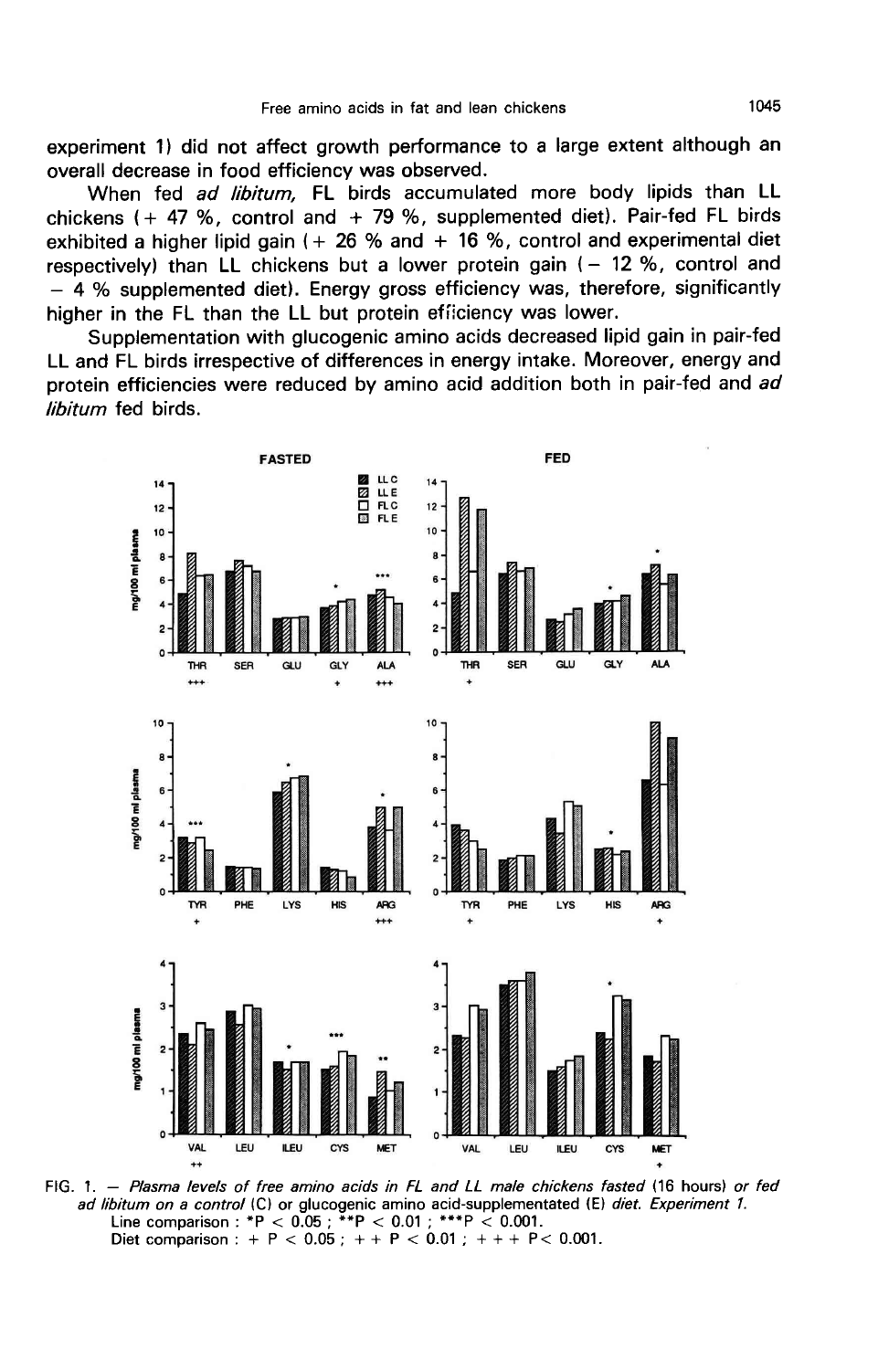experiment 1) did not affect growth performance to a large extent although an overall decrease in food efficiency was observed.

When fed *ad libitum*, FL birds accumulated more body lipids than LL chickens (+ 47 %, control and + 79 %, supplemented diet). Pair-fed FL birds exhibited a higher lipid gain (+ 26 % and + 16 %, control and experimental diet respectively) than LL chickens but a lower protein gain (− 12 %, control and − 4 % supplemented diet). Energy gross efficiency was, therefore, significantly higher in the FL than the LL but protein efficiency was lower.

Supplementation with glucogenic amino acids decreased lipid gain in pair-fed LL and FL birds irrespective of differences in energy intake. Moreover, energy and protein efficiencies were reduced by amino acid addition both in pair-fed and *ad libitum* fed birds.

FIG. 1. — *Plasma levels of free amino acids in FL and LL male chickens fasted* (16 hours) *or fed ad libitum on a control* (C) *or glucogenic amino acid-supplementated* (E) *diet. Experiment 1.*
Line comparison : $*P < 0.05$ ; $**P < 0.01$ ; $***P < 0.001$.
Diet comparison : $+ P < 0.05$ ; $++ P < 0.01$ ; $+++ P < 0.001$.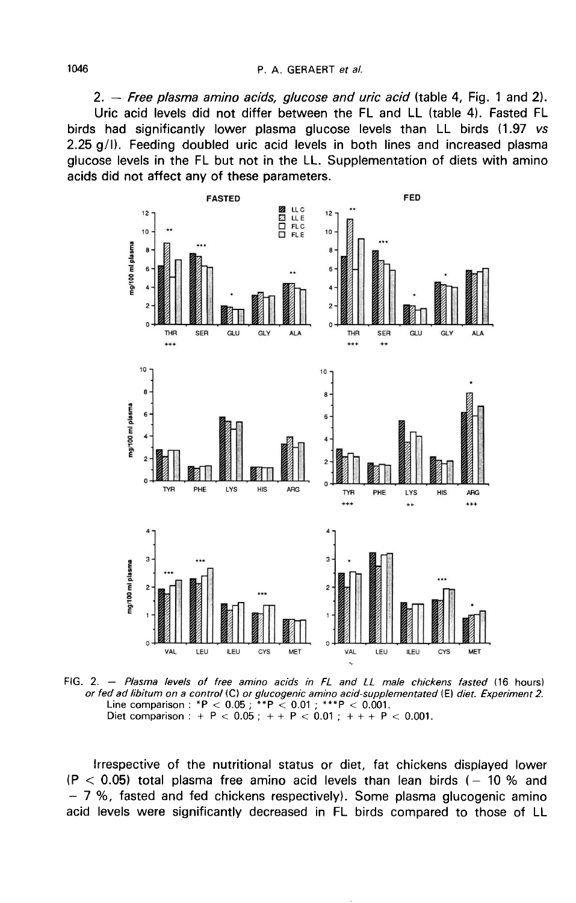2. — *Free plasma amino acids, glucose and uric acid* (table 4, Fig. 1 and 2).

Uric acid levels did not differ between the FL and LL (table 4). Fasted FL birds had significantly lower plasma glucose levels than LL birds (1.97 *vs* 2.25 g/l). Feeding doubled uric acid levels in both lines and increased plasma glucose levels in the FL but not in the LL. Supplementation of diets with amino acids did not affect any of these parameters.

FIG. 2. — *Plasma levels of free amino acids in FL and LL male chickens fasted* (16 hours) *or fed ad libitum on a control* (C) *or glucogenic amino acid-supplementated* (E) *diet. Experiment 2.*
Line comparison : *P < 0.05 ; **P < 0.01 ; ***P < 0.001.
Diet comparison : + P < 0.05 ; + + P < 0.01 ; + + + P < 0.001.

Irrespective of the nutritional status or diet, fat chickens displayed lower (P < 0.05) total plasma free amino acid levels than lean birds (− 10 % and − 7 %, fasted and fed chickens respectively). Some plasma glucogenic amino acid levels were significantly decreased in FL birds compared to those of LL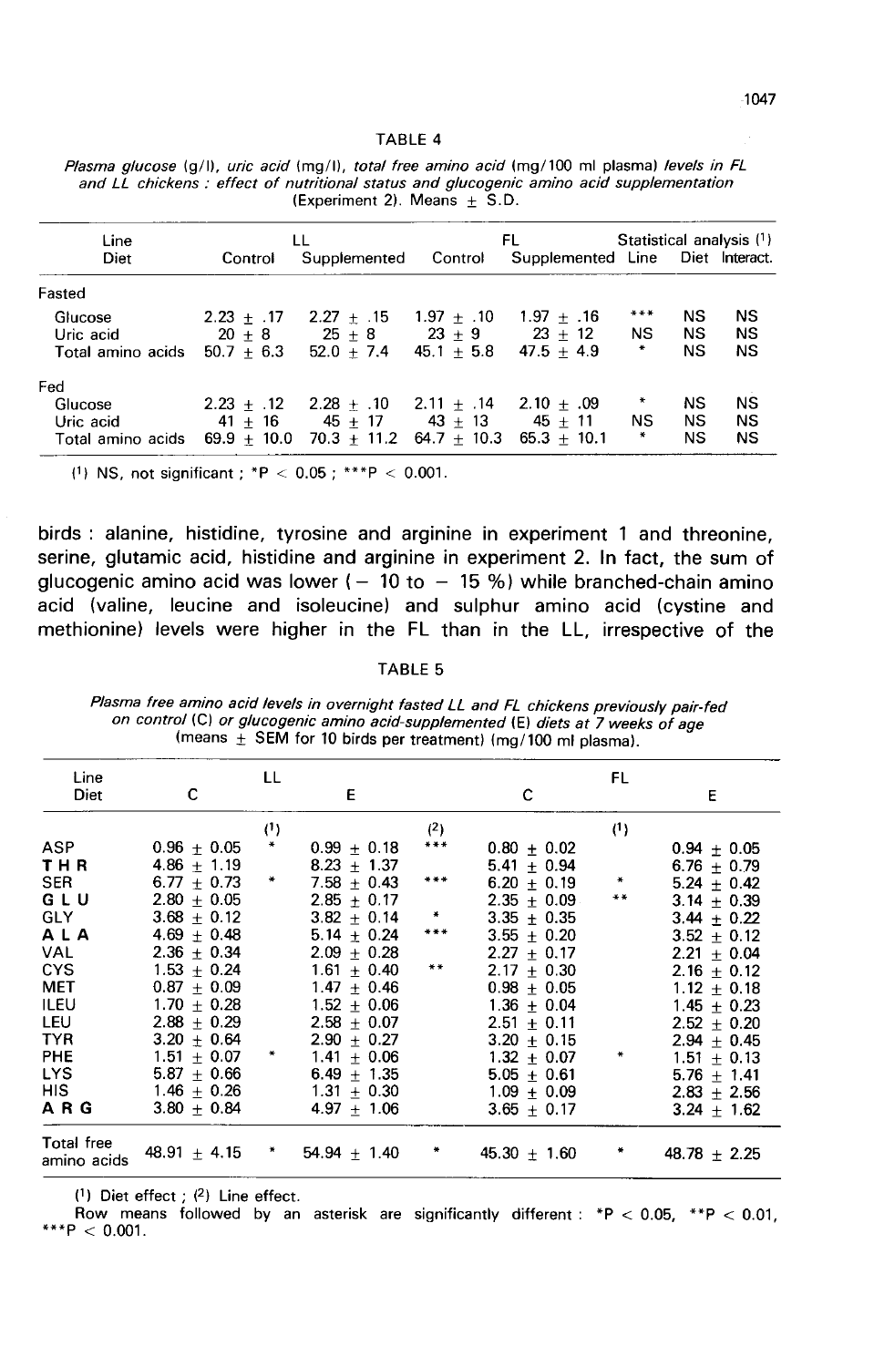TABLE 4

*Plasma glucose (g/l), uric acid (mg/l), total free amino acid (mg/100 ml plasma) levels in FL and LL chickens : effect of nutritional status and glucogenic amino acid supplementation (Experiment 2). Means ± S.D.*

| Line | LL | | FL | | Statistical analysis [1] | | |
|---|---|---|---|---|---|---|---|
| Diet | Control | Supplemented | Control | Supplemented | Line | Diet | Interact. |
| Fasted | | | | | | | |
| Glucose | 2.23 ± .17 | 2.27 ± .15 | 1.97 ± .10 | 1.97 ± .16 | *** | NS | NS |
| Uric acid | 20 ± 8 | 25 ± 8 | 23 ± 9 | 23 ± 12 | NS | NS | NS |
| Total amino acids | 50.7 ± 6.3 | 52.0 ± 7.4 | 45.1 ± 5.8 | 47.5 ± 4.9 | * | NS | NS |
| Fed | | | | | | | |
| Glucose | 2.23 ± .12 | 2.28 ± .10 | 2.11 ± .14 | 2.10 ± .09 | * | NS | NS |
| Uric acid | 41 ± 16 | 45 ± 17 | 43 ± 13 | 45 ± 11 | NS | NS | NS |
| Total amino acids | 69.9 ± 10.0 | 70.3 ± 11.2 | 64.7 ± 10.3 | 65.3 ± 10.1 | * | NS | NS |

[1] NS, not significant ; *$P < 0.05$ ; ***$P < 0.001$.

birds : alanine, histidine, tyrosine and arginine in experiment 1 and threonine, serine, glutamic acid, histidine and arginine in experiment 2. In fact, the sum of glucogenic amino acid was lower (− 10 to − 15 %) while branched-chain amino acid (valine, leucine and isoleucine) and sulphur amino acid (cystine and methionine) levels were higher in the FL than in the LL, irrespective of the

TABLE 5

*Plasma free amino acid levels in overnight fasted LL and FL chickens previously pair-fed on control (C) or glucogenic amino acid-supplemented (E) diets at 7 weeks of age (means ± SEM for 10 birds per treatment) (mg/100 ml plasma).*

| Line | LL | | | | FL | | |
|---|---|---|---|---|---|---|---|
| Diet | C | | E | | C | | E |
| | | [1] | | [2] | | [1] | |
| ASP | 0.96 ± 0.05 | * | 0.99 ± 0.18 | *** | 0.80 ± 0.02 | | 0.94 ± 0.05 |
| THR | 4.86 ± 1.19 | | 8.23 ± 1.37 | | 5.41 ± 0.94 | | 6.76 ± 0.79 |
| SER | 6.77 ± 0.73 | * | 7.58 ± 0.43 | *** | 6.20 ± 0.19 | * | 5.24 ± 0.42 |
| GLU | 2.80 ± 0.05 | | 2.85 ± 0.17 | | 2.35 ± 0.09 | ** | 3.14 ± 0.39 |
| GLY | 3.68 ± 0.12 | | 3.82 ± 0.14 | * | 3.35 ± 0.35 | | 3.44 ± 0.22 |
| ALA | 4.69 ± 0.48 | | 5.14 ± 0.24 | *** | 3.55 ± 0.20 | | 3.52 ± 0.12 |
| VAL | 2.36 ± 0.34 | | 2.09 ± 0.28 | | 2.27 ± 0.17 | | 2.21 ± 0.04 |
| CYS | 1.53 ± 0.24 | | 1.61 ± 0.40 | ** | 2.17 ± 0.30 | | 2.16 ± 0.12 |
| MET | 0.87 ± 0.09 | | 1.47 ± 0.46 | | 0.98 ± 0.05 | | 1.12 ± 0.18 |
| ILEU | 1.70 ± 0.28 | | 1.52 ± 0.06 | | 1.36 ± 0.04 | | 1.45 ± 0.23 |
| LEU | 2.88 ± 0.29 | | 2.58 ± 0.07 | | 2.51 ± 0.11 | | 2.52 ± 0.20 |
| TYR | 3.20 ± 0.64 | | 2.90 ± 0.27 | | 3.20 ± 0.15 | | 2.94 ± 0.45 |
| PHE | 1.51 ± 0.07 | * | 1.41 ± 0.06 | | 1.32 ± 0.07 | * | 1.51 ± 0.13 |
| LYS | 5.87 ± 0.66 | | 6.49 ± 1.35 | | 5.05 ± 0.61 | | 5.76 ± 1.41 |
| HIS | 1.46 ± 0.26 | | 1.31 ± 0.30 | | 1.09 ± 0.09 | | 2.83 ± 2.56 |
| ARG | 3.80 ± 0.84 | | 4.97 ± 1.06 | | 3.65 ± 0.17 | | 3.24 ± 1.62 |
| Total free amino acids | 48.91 ± 4.15 | * | 54.94 ± 1.40 | * | 45.30 ± 1.60 | * | 48.78 ± 2.25 |

[1] Diet effect ; [2] Line effect.

Row means followed by an asterisk are significantly different : *$P < 0.05$, **$P < 0.01$, ***$P < 0.001$.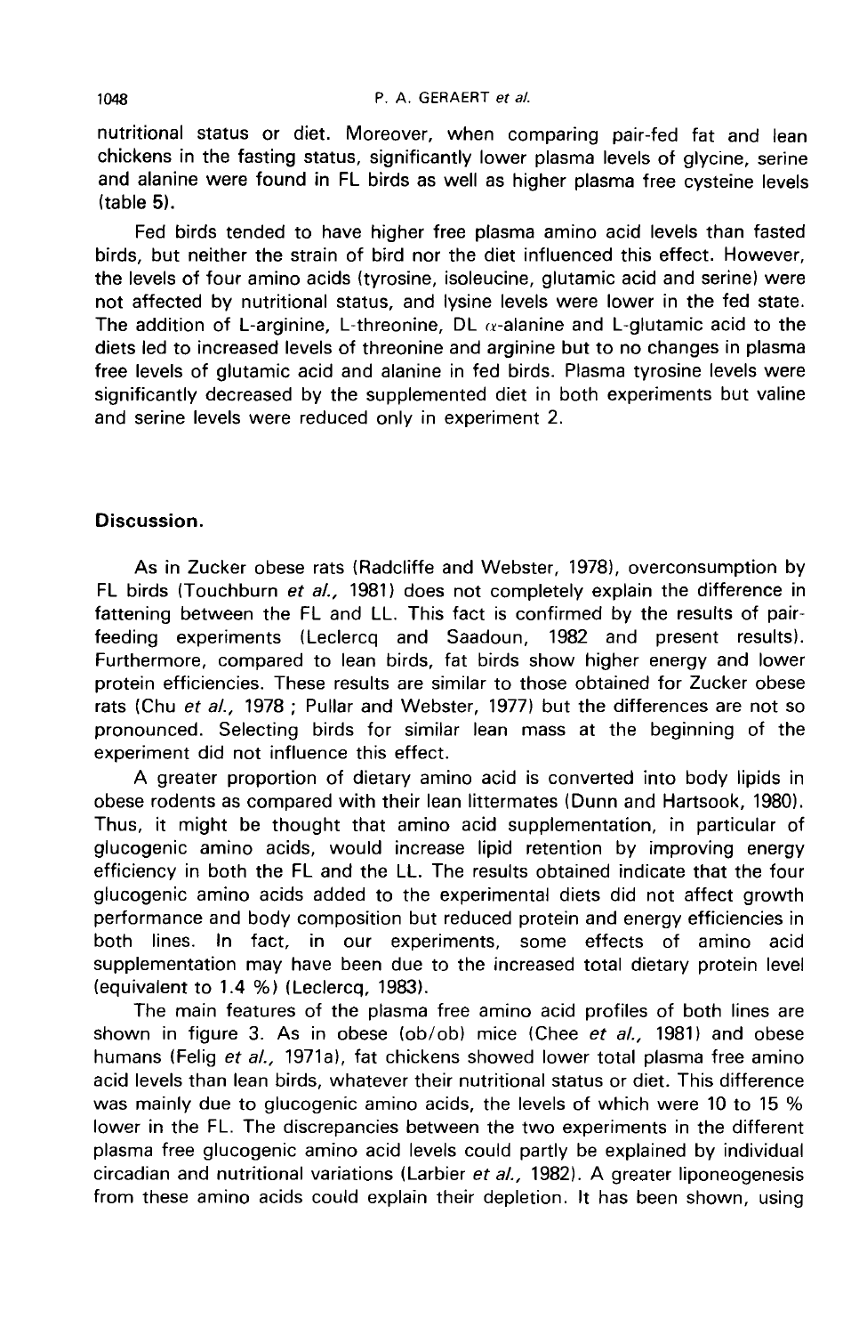nutritional status or diet. Moreover, when comparing pair-fed fat and lean chickens in the fasting status, significantly lower plasma levels of glycine, serine and alanine were found in FL birds as well as higher plasma free cysteine levels (table 5).

Fed birds tended to have higher free plasma amino acid levels than fasted birds, but neither the strain of bird nor the diet influenced this effect. However, the levels of four amino acids (tyrosine, isoleucine, glutamic acid and serine) were not affected by nutritional status, and lysine levels were lower in the fed state. The addition of L-arginine, L-threonine, DL $\alpha$-alanine and L-glutamic acid to the diets led to increased levels of threonine and arginine but to no changes in plasma free levels of glutamic acid and alanine in fed birds. Plasma tyrosine levels were significantly decreased by the supplemented diet in both experiments but valine and serine levels were reduced only in experiment 2.

## Discussion.

As in Zucker obese rats (Radcliffe and Webster, 1978), overconsumption by FL birds (Touchburn *et al.,* 1981) does not completely explain the difference in fattening between the FL and LL. This fact is confirmed by the results of pair-feeding experiments (Leclercq and Saadoun, 1982 and present results). Furthermore, compared to lean birds, fat birds show higher energy and lower protein efficiencies. These results are similar to those obtained for Zucker obese rats (Chu *et al.,* 1978 ; Pullar and Webster, 1977) but the differences are not so pronounced. Selecting birds for similar lean mass at the beginning of the experiment did not influence this effect.

A greater proportion of dietary amino acid is converted into body lipids in obese rodents as compared with their lean littermates (Dunn and Hartsook, 1980). Thus, it might be thought that amino acid supplementation, in particular of glucogenic amino acids, would increase lipid retention by improving energy efficiency in both the FL and the LL. The results obtained indicate that the four glucogenic amino acids added to the experimental diets did not affect growth performance and body composition but reduced protein and energy efficiencies in both lines. In fact, in our experiments, some effects of amino acid supplementation may have been due to the increased total dietary protein level (equivalent to 1.4 %) (Leclercq, 1983).

The main features of the plasma free amino acid profiles of both lines are shown in figure 3. As in obese (ob/ob) mice (Chee *et al.,* 1981) and obese humans (Felig *et al.,* 1971a), fat chickens showed lower total plasma free amino acid levels than lean birds, whatever their nutritional status or diet. This difference was mainly due to glucogenic amino acids, the levels of which were 10 to 15 % lower in the FL. The discrepancies between the two experiments in the different plasma free glucogenic amino acid levels could partly be explained by individual circadian and nutritional variations (Larbier *et al.,* 1982). A greater liponeogenesis from these amino acids could explain their depletion. It has been shown, using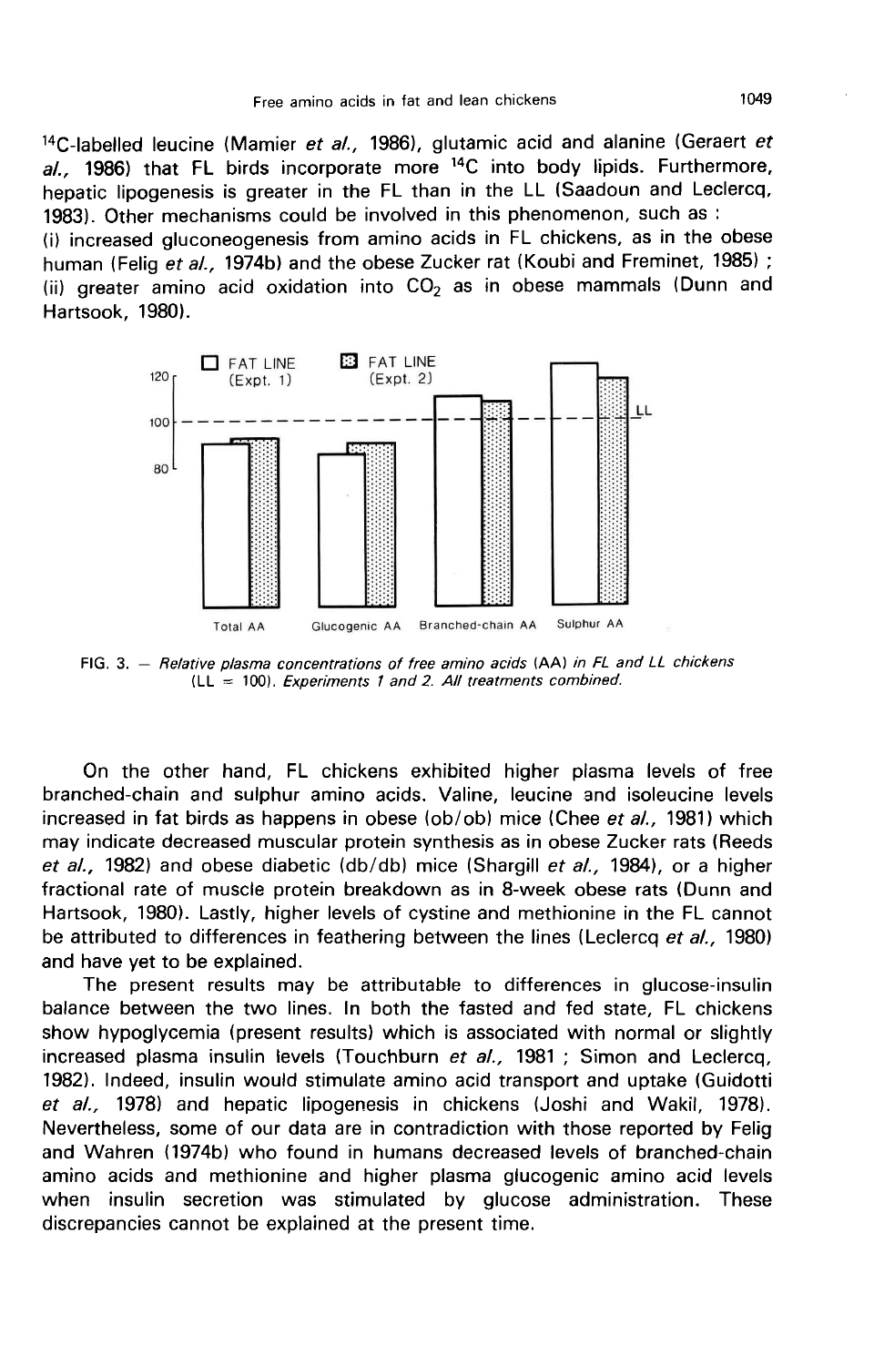$^{14}C$-labelled leucine (Mamier *et al.*, 1986), glutamic acid and alanine (Geraert *et al.*, 1986) that FL birds incorporate more $^{14}C$ into body lipids. Furthermore, hepatic lipogenesis is greater in the FL than in the LL (Saadoun and Leclercq, 1983). Other mechanisms could be involved in this phenomenon, such as :
(i) increased gluconeogenesis from amino acids in FL chickens, as in the obese human (Felig *et al.*, 1974b) and the obese Zucker rat (Koubi and Freminet, 1985) ;
(ii) greater amino acid oxidation into $CO_2$ as in obese mammals (Dunn and Hartsook, 1980).

FIG. 3. — *Relative plasma concentrations of free amino acids* (AA) *in FL and LL chickens* (LL = 100). *Experiments 1 and 2. All treatments combined.*

On the other hand, FL chickens exhibited higher plasma levels of free branched-chain and sulphur amino acids. Valine, leucine and isoleucine levels increased in fat birds as happens in obese (ob/ob) mice (Chee *et al.*, 1981) which may indicate decreased muscular protein synthesis as in obese Zucker rats (Reeds *et al.*, 1982) and obese diabetic (db/db) mice (Shargill *et al.*, 1984), or a higher fractional rate of muscle protein breakdown as in 8-week obese rats (Dunn and Hartsook, 1980). Lastly, higher levels of cystine and methionine in the FL cannot be attributed to differences in feathering between the lines (Leclercq *et al.*, 1980) and have yet to be explained.

The present results may be attributable to differences in glucose-insulin balance between the two lines. In both the fasted and fed state, FL chickens show hypoglycemia (present results) which is associated with normal or slightly increased plasma insulin levels (Touchburn *et al.*, 1981 ; Simon and Leclercq, 1982). Indeed, insulin would stimulate amino acid transport and uptake (Guidotti *et al.*, 1978) and hepatic lipogenesis in chickens (Joshi and Wakil, 1978). Nevertheless, some of our data are in contradiction with those reported by Felig and Wahren (1974b) who found in humans decreased levels of branched-chain amino acids and methionine and higher plasma glucogenic amino acid levels when insulin secretion was stimulated by glucose administration. These discrepancies cannot be explained at the present time.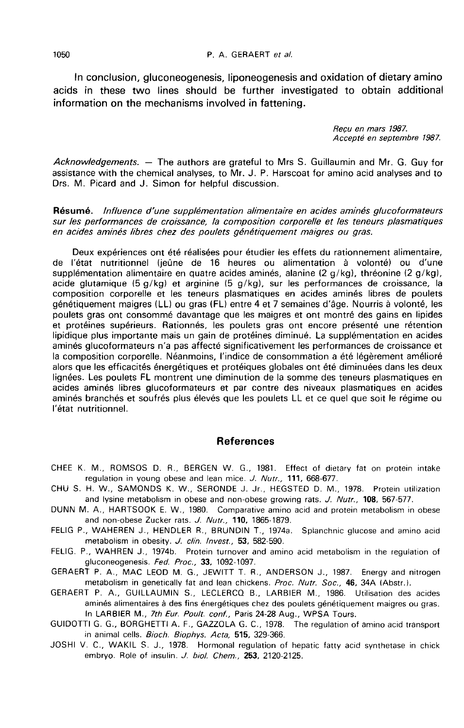In conclusion, gluconeogenesis, liponeogenesis and oxidation of dietary amino acids in these two lines should be further investigated to obtain additional information on the mechanisms involved in fattening.

*Reçu en mars 1987.*
*Accepté en septembre 1987.*

*Acknowledgements.* — The authors are grateful to Mrs S. Guillaumin and Mr. G. Guy for assistance with the chemical analyses, to Mr. J. P. Harscoat for amino acid analyses and to Drs. M. Picard and J. Simon for helpful discussion.

**Résumé.** *Influence d'une supplémentation alimentaire en acides aminés glucoformateurs sur les performances de croissance, la composition corporelle et les teneurs plasmatiques en acides aminés libres chez des poulets génétiquement maigres ou gras.*

Deux expériences ont été réalisées pour étudier les effets du rationnement alimentaire, de l'état nutritionnel (jeûne de 16 heures ou alimentation à volonté) ou d'une supplémentation alimentaire en quatre acides aminés, alanine (2 g/kg), thréonine (2 g/kg), acide glutamique (5 g/kg) et arginine (5 g/kg), sur les performances de croissance, la composition corporelle et les teneurs plasmatiques en acides aminés libres de poulets génétiquement maigres (LL) ou gras (FL) entre 4 et 7 semaines d'âge. Nourris à volonté, les poulets gras ont consommé davantage que les maigres et ont montré des gains en lipides et protéines supérieurs. Rationnés, les poulets gras ont encore présenté une rétention lipidique plus importante mais un gain de protéines diminué. La supplémentation en acides aminés glucoformateurs n'a pas affecté significativement les performances de croissance et la composition corporelle. Néanmoins, l'indice de consommation a été légèrement amélioré alors que les efficacités énergétiques et protéiques globales ont été diminuées dans les deux lignées. Les poulets FL montrent une diminution de la somme des teneurs plasmatiques en acides aminés libres glucoformateurs et par contre des niveaux plasmatiques en acides aminés branchés et soufrés plus élevés que les poulets LL et ce quel que soit le régime ou l'état nutritionnel.

## References

CHEE K. M., ROMSOS D. R., BERGEN W. G., 1981. Effect of dietary fat on protein intake regulation in young obese and lean mice. *J. Nutr.*, **111**, 668-677.

CHU S. H. W., SAMONDS K. W., SERONDE J. Jr., HEGSTED D. M., 1978. Protein utilization and lysine metabolism in obese and non-obese growing rats. *J. Nutr.*, **108**, 567-577.

DUNN M. A., HARTSOOK E. W., 1980. Comparative amino acid and protein metabolism in obese and non-obese Zucker rats. *J. Nutr.*, **110**, 1865-1879.

FELIG P., WAHEREN J., HENDLER R., BRUNDIN T., 1974a. Splanchnic glucose and amino acid metabolism in obesity. *J. clin. Invest.*, **53**, 582-590.

FELIG. P., WAHREN J., 1974b. Protein turnover and amino acid metabolism in the regulation of gluconeogenesis. *Fed. Proc.*, **33**, 1092-1097.

GERAERT P. A., MAC LEOD M. G., JEWITT T. R., ANDERSON J., 1987. Energy and nitrogen metabolism in genetically fat and lean chickens. *Proc. Nutr. Soc.*, **46**, 34A (Abstr.).

GERAERT P. A., GUILLAUMIN S., LECLERCQ B., LARBIER M., 1986. Utilisation des acides aminés alimentaires à des fins énergétiques chez des poulets génétiquement maigres ou gras. In LARBIER M., *7th Eur. Poult. conf.*, Paris 24-28 Aug., WPSA Tours.

GUIDOTTI G. G., BORGHETTI A. F., GAZZOLA G. C., 1978. The regulation of amino acid transport in animal cells. *Bioch. Biophys. Acta*, **515**, 329-366.

JOSHI V. C., WAKIL S. J., 1978. Hormonal regulation of hepatic fatty acid synthetase in chick embryo. Role of insulin. *J. biol. Chem.*, **253**, 2120-2125.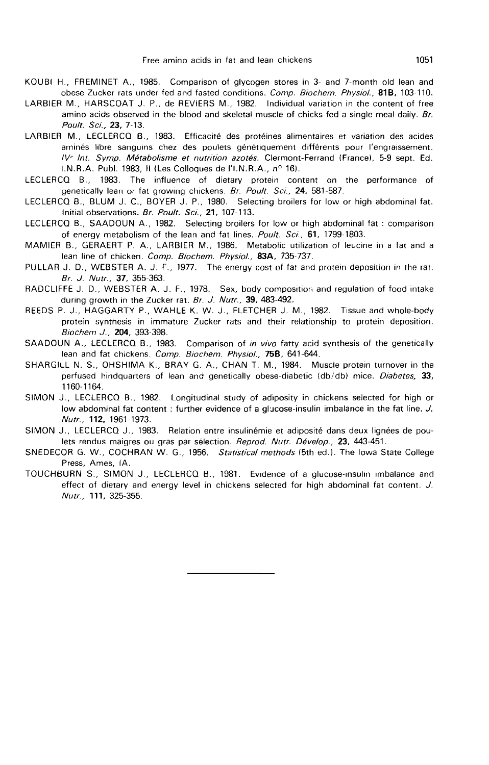KOUBI H., FREMINET A., 1985. Comparison of glycogen stores in 3- and 7-month old lean and obese Zucker rats under fed and fasted conditions. *Comp. Biochem. Physiol.*, **81B**, 103-110.

LARBIER M., HARSCOAT J. P., de REVIERS M., 1982. Individual variation in the content of free amino acids observed in the blood and skeletal muscle of chicks fed a single meal daily. *Br. Poult. Sci.*, **23**, 7-13.

LARBIER M., LECLERCQ B., 1983. Efficacité des protéines alimentaires et variation des acides aminés libre sanguins chez des poulets génétiquement différents pour l'engraissement. *IV^e Int. Symp. Métabolisme et nutrition azotés.* Clermont-Ferrand (France), 5-9 sept. Ed. I.N.R.A. Publ. 1983, II (Les Colloques de l'I.N.R.A., n° 16).

LECLERCQ B., 1983. The influence of dietary protein content on the performance of genetically lean or fat growing chickens. *Br. Poult. Sci.*, **24**, 581-587.

LECLERCQ B., BLUM J. C., BOYER J. P., 1980. Selecting broilers for low or high abdominal fat. Initial observations. *Br. Poult. Sci.*, **21**, 107-113.

LECLERCQ B., SAADOUN A., 1982. Selecting broilers for low or high abdominal fat : comparison of energy metabolism of the lean and fat lines. *Poult. Sci.*, **61**, 1799-1803.

MAMIER B., GERAERT P. A., LARBIER M., 1986. Metabolic utilization of leucine in a fat and a lean line of chicken. *Comp. Biochem. Physiol.*, **83A**, 735-737.

PULLAR J. D., WEBSTER A. J. F., 1977. The energy cost of fat and protein deposition in the rat. *Br. J. Nutr.*, **37**, 355-363.

RADCLIFFE J. D., WEBSTER A. J. F., 1978. Sex, body composition and regulation of food intake during growth in the Zucker rat. *Br. J. Nutr.*, **39**, 483-492.

REEDS P. J., HAGGARTY P., WAHLE K. W. J., FLETCHER J. M., 1982. Tissue and whole-body protein synthesis in immature Zucker rats and their relationship to protein deposition. *Biochem J.*, **204**, 393-398.

SAADOUN A., LECLERCQ B., 1983. Comparison of *in vivo* fatty acid synthesis of the genetically lean and fat chickens. *Comp. Biochem. Physiol.*, **75B**, 641-644.

SHARGILL N. S., OHSHIMA K., BRAY G. A., CHAN T. M., 1984. Muscle protein turnover in the perfused hindquarters of lean and genetically obese-diabetic (db/db) mice. *Diabetes*, **33**, 1160-1164.

SIMON J., LECLERCQ B., 1982. Longitudinal study of adiposity in chickens selected for high or low abdominal fat content : further evidence of a glucose-insulin imbalance in the fat line. *J. Nutr.*, **112**, 1961-1973.

SIMON J., LECLERCQ J., 1983. Relation entre insulinémie et adiposité dans deux lignées de poulets rendus maigres ou gras par sélection. *Reprod. Nutr. Dévelop.*, **23**, 443-451.

SNEDECOR G. W., COCHRAN W. G., 1956. *Statistical methods* (5th ed.). The Iowa State College Press, Ames, IA.

TOUCHBURN S., SIMON J., LECLERCQ B., 1981. Evidence of a glucose-insulin imbalance and effect of dietary and energy level in chickens selected for high abdominal fat content. *J. Nutr.*, **111**, 325-355.